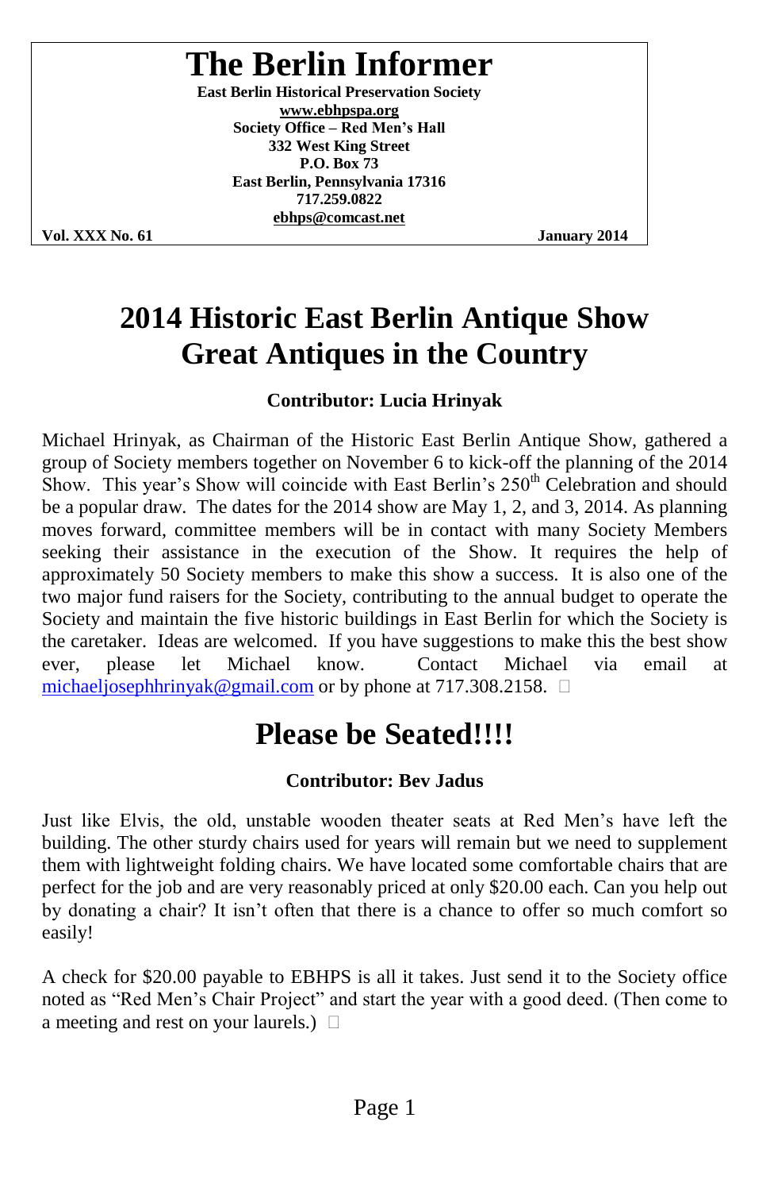# The Berlin Informer

**East Berlin Historical Preservation Society**
**www.ebhpspa.org**
**Society Office – Red Men's Hall**
**332 West King Street**
**P.O. Box 73**
**East Berlin, Pennsylvania 17316**
**717.259.0822**
**ebhps@comcast.net**

**Vol. XXX No. 61** **January 2014**

## 2014 Historic East Berlin Antique Show
## Great Antiques in the Country

**Contributor: Lucia Hrinyak**

Michael Hrinyak, as Chairman of the Historic East Berlin Antique Show, gathered a group of Society members together on November 6 to kick-off the planning of the 2014 Show. This year's Show will coincide with East Berlin's 250th Celebration and should be a popular draw. The dates for the 2014 show are May 1, 2, and 3, 2014. As planning moves forward, committee members will be in contact with many Society Members seeking their assistance in the execution of the Show. It requires the help of approximately 50 Society members to make this show a success. It is also one of the two major fund raisers for the Society, contributing to the annual budget to operate the Society and maintain the five historic buildings in East Berlin for which the Society is the caretaker. Ideas are welcomed. If you have suggestions to make this the best show ever, please let Michael know. Contact Michael via email at michaeljosephhrinyak@gmail.com or by phone at 717.308.2158. □

## Please be Seated!!!!

**Contributor: Bev Jadus**

Just like Elvis, the old, unstable wooden theater seats at Red Men's have left the building. The other sturdy chairs used for years will remain but we need to supplement them with lightweight folding chairs. We have located some comfortable chairs that are perfect for the job and are very reasonably priced at only $20.00 each. Can you help out by donating a chair? It isn't often that there is a chance to offer so much comfort so easily!

A check for $20.00 payable to EBHPS is all it takes. Just send it to the Society office noted as "Red Men's Chair Project" and start the year with a good deed. (Then come to a meeting and rest on your laurels.) □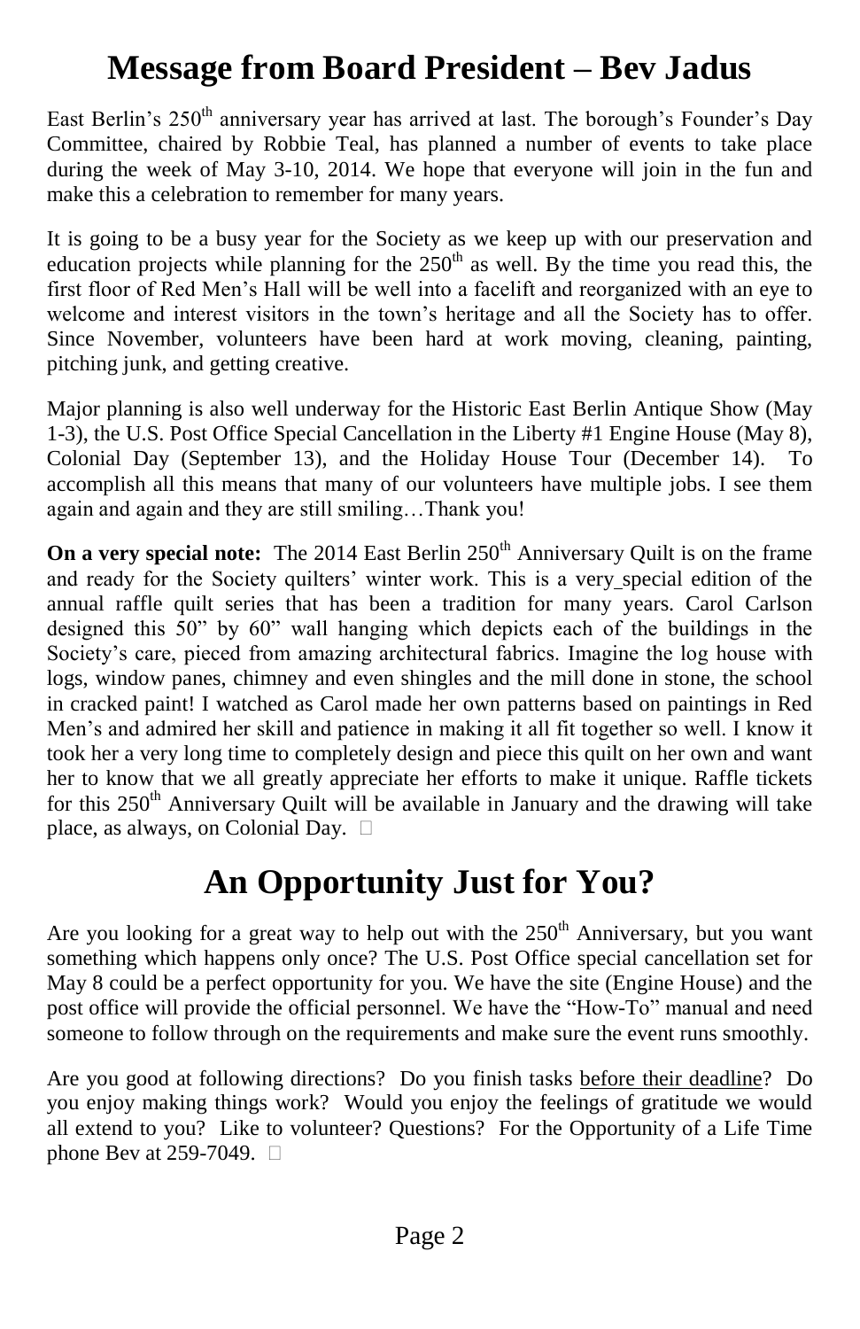# Message from Board President – Bev Jadus

East Berlin's 250th anniversary year has arrived at last. The borough's Founder's Day Committee, chaired by Robbie Teal, has planned a number of events to take place during the week of May 3-10, 2014. We hope that everyone will join in the fun and make this a celebration to remember for many years.

It is going to be a busy year for the Society as we keep up with our preservation and education projects while planning for the 250th as well. By the time you read this, the first floor of Red Men's Hall will be well into a facelift and reorganized with an eye to welcome and interest visitors in the town's heritage and all the Society has to offer. Since November, volunteers have been hard at work moving, cleaning, painting, pitching junk, and getting creative.

Major planning is also well underway for the Historic East Berlin Antique Show (May 1-3), the U.S. Post Office Special Cancellation in the Liberty #1 Engine House (May 8), Colonial Day (September 13), and the Holiday House Tour (December 14). To accomplish all this means that many of our volunteers have multiple jobs. I see them again and again and they are still smiling…Thank you!

**On a very special note:** The 2014 East Berlin 250th Anniversary Quilt is on the frame and ready for the Society quilters' winter work. This is a very special edition of the annual raffle quilt series that has been a tradition for many years. Carol Carlson designed this 50" by 60" wall hanging which depicts each of the buildings in the Society's care, pieced from amazing architectural fabrics. Imagine the log house with logs, window panes, chimney and even shingles and the mill done in stone, the school in cracked paint! I watched as Carol made her own patterns based on paintings in Red Men's and admired her skill and patience in making it all fit together so well. I know it took her a very long time to completely design and piece this quilt on her own and want her to know that we all greatly appreciate her efforts to make it unique. Raffle tickets for this 250th Anniversary Quilt will be available in January and the drawing will take place, as always, on Colonial Day.

# An Opportunity Just for You?

Are you looking for a great way to help out with the 250th Anniversary, but you want something which happens only once? The U.S. Post Office special cancellation set for May 8 could be a perfect opportunity for you. We have the site (Engine House) and the post office will provide the official personnel. We have the "How-To" manual and need someone to follow through on the requirements and make sure the event runs smoothly.

Are you good at following directions? Do you finish tasks before their deadline? Do you enjoy making things work? Would you enjoy the feelings of gratitude we would all extend to you? Like to volunteer? Questions? For the Opportunity of a Life Time phone Bev at 259-7049.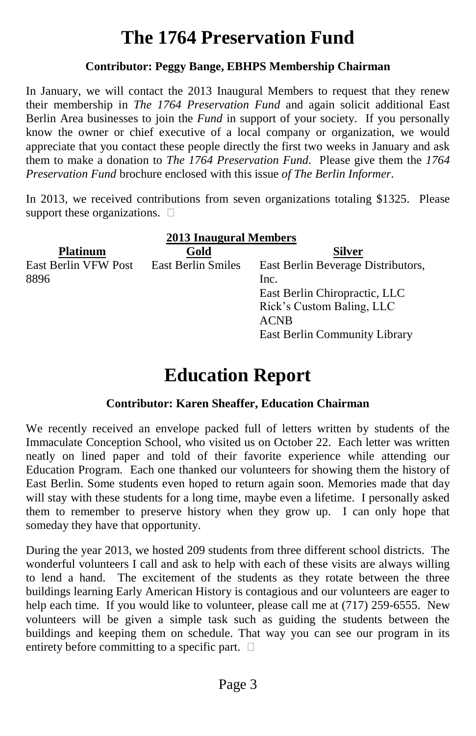# The 1764 Preservation Fund

**Contributor: Peggy Bange, EBHPS Membership Chairman**

In January, we will contact the 2013 Inaugural Members to request that they renew their membership in *The 1764 Preservation Fund* and again solicit additional East Berlin Area businesses to join the *Fund* in support of your society. If you personally know the owner or chief executive of a local company or organization, we would appreciate that you contact these people directly the first two weeks in January and ask them to make a donation to *The 1764 Preservation Fund*. Please give them the *1764 Preservation Fund* brochure enclosed with this issue *of The Berlin Informer*.

In 2013, we received contributions from seven organizations totaling $1325. Please support these organizations.

**2013 Inaugural Members**

| Platinum | Gold | Silver |
| --- | --- | --- |
| East Berlin VFW Post 8896 | East Berlin Smiles | East Berlin Beverage Distributors, Inc. |
| | | East Berlin Chiropractic, LLC |
| | | Rick's Custom Baling, LLC |
| | | ACNB |
| | | East Berlin Community Library |

# Education Report

**Contributor: Karen Sheaffer, Education Chairman**

We recently received an envelope packed full of letters written by students of the Immaculate Conception School, who visited us on October 22. Each letter was written neatly on lined paper and told of their favorite experience while attending our Education Program. Each one thanked our volunteers for showing them the history of East Berlin. Some students even hoped to return again soon. Memories made that day will stay with these students for a long time, maybe even a lifetime. I personally asked them to remember to preserve history when they grow up. I can only hope that someday they have that opportunity.

During the year 2013, we hosted 209 students from three different school districts. The wonderful volunteers I call and ask to help with each of these visits are always willing to lend a hand. The excitement of the students as they rotate between the three buildings learning Early American History is contagious and our volunteers are eager to help each time. If you would like to volunteer, please call me at (717) 259-6555. New volunteers will be given a simple task such as guiding the students between the buildings and keeping them on schedule. That way you can see our program in its entirety before committing to a specific part.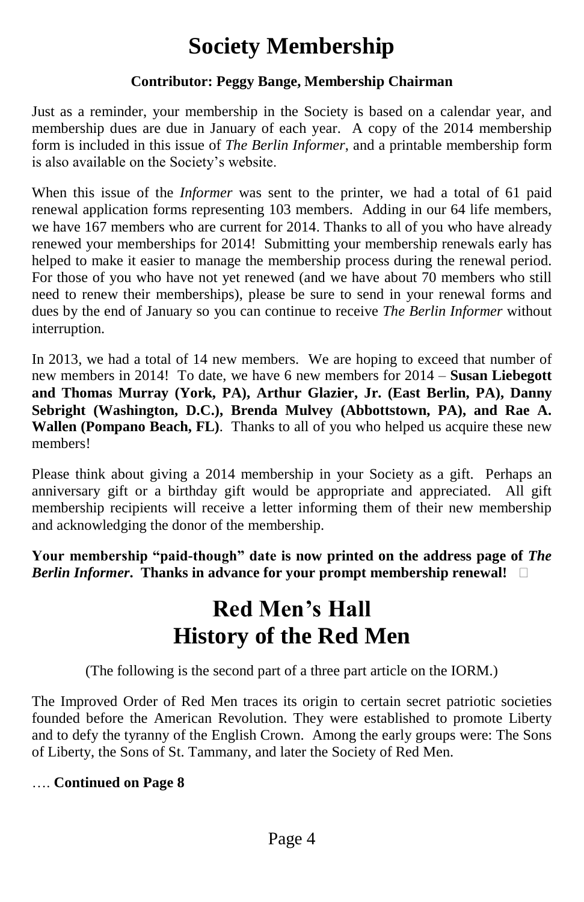# Society Membership

**Contributor: Peggy Bange, Membership Chairman**

Just as a reminder, your membership in the Society is based on a calendar year, and membership dues are due in January of each year. A copy of the 2014 membership form is included in this issue of *The Berlin Informer*, and a printable membership form is also available on the Society's website.

When this issue of the *Informer* was sent to the printer, we had a total of 61 paid renewal application forms representing 103 members. Adding in our 64 life members, we have 167 members who are current for 2014. Thanks to all of you who have already renewed your memberships for 2014! Submitting your membership renewals early has helped to make it easier to manage the membership process during the renewal period. For those of you who have not yet renewed (and we have about 70 members who still need to renew their memberships), please be sure to send in your renewal forms and dues by the end of January so you can continue to receive *The Berlin Informer* without interruption.

In 2013, we had a total of 14 new members. We are hoping to exceed that number of new members in 2014! To date, we have 6 new members for 2014 – **Susan Liebegott and Thomas Murray (York, PA), Arthur Glazier, Jr. (East Berlin, PA), Danny Sebright (Washington, D.C.), Brenda Mulvey (Abbottstown, PA), and Rae A. Wallen (Pompano Beach, FL)**. Thanks to all of you who helped us acquire these new members!

Please think about giving a 2014 membership in your Society as a gift. Perhaps an anniversary gift or a birthday gift would be appropriate and appreciated. All gift membership recipients will receive a letter informing them of their new membership and acknowledging the donor of the membership.

**Your membership "paid-though" date is now printed on the address page of *The Berlin Informer*. Thanks in advance for your prompt membership renewal!**

# Red Men's Hall
# History of the Red Men

(The following is the second part of a three part article on the IORM.)

The Improved Order of Red Men traces its origin to certain secret patriotic societies founded before the American Revolution. They were established to promote Liberty and to defy the tyranny of the English Crown. Among the early groups were: The Sons of Liberty, the Sons of St. Tammany, and later the Society of Red Men.

…. **Continued on Page 8**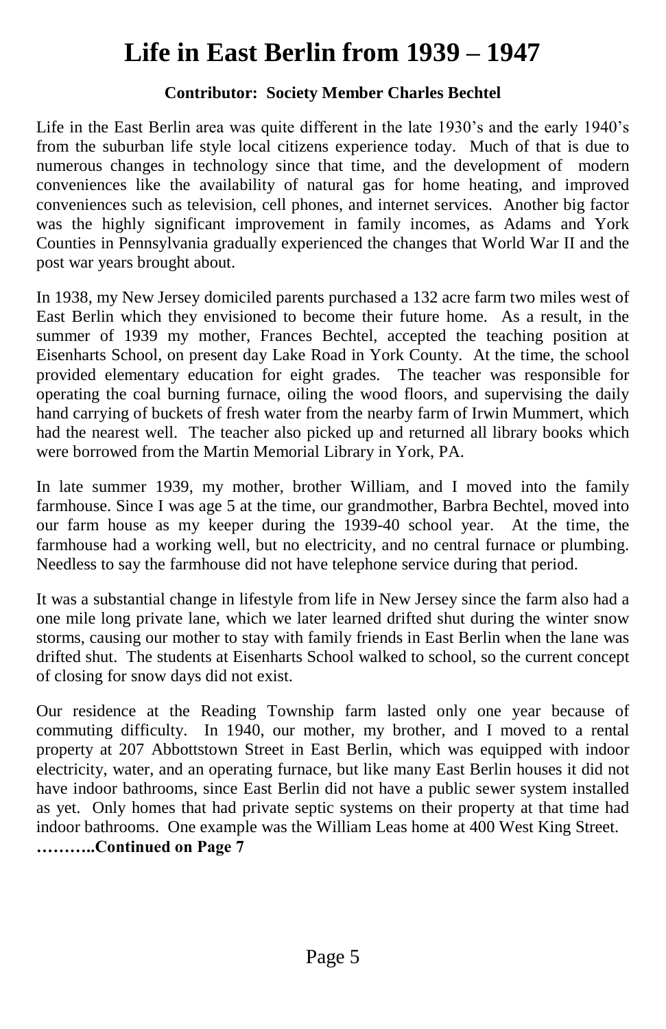# Life in East Berlin from 1939 – 1947

**Contributor: Society Member Charles Bechtel**

Life in the East Berlin area was quite different in the late 1930's and the early 1940's from the suburban life style local citizens experience today. Much of that is due to numerous changes in technology since that time, and the development of modern conveniences like the availability of natural gas for home heating, and improved conveniences such as television, cell phones, and internet services. Another big factor was the highly significant improvement in family incomes, as Adams and York Counties in Pennsylvania gradually experienced the changes that World War II and the post war years brought about.

In 1938, my New Jersey domiciled parents purchased a 132 acre farm two miles west of East Berlin which they envisioned to become their future home. As a result, in the summer of 1939 my mother, Frances Bechtel, accepted the teaching position at Eisenharts School, on present day Lake Road in York County. At the time, the school provided elementary education for eight grades. The teacher was responsible for operating the coal burning furnace, oiling the wood floors, and supervising the daily hand carrying of buckets of fresh water from the nearby farm of Irwin Mummert, which had the nearest well. The teacher also picked up and returned all library books which were borrowed from the Martin Memorial Library in York, PA.

In late summer 1939, my mother, brother William, and I moved into the family farmhouse. Since I was age 5 at the time, our grandmother, Barbra Bechtel, moved into our farm house as my keeper during the 1939-40 school year. At the time, the farmhouse had a working well, but no electricity, and no central furnace or plumbing. Needless to say the farmhouse did not have telephone service during that period.

It was a substantial change in lifestyle from life in New Jersey since the farm also had a one mile long private lane, which we later learned drifted shut during the winter snow storms, causing our mother to stay with family friends in East Berlin when the lane was drifted shut. The students at Eisenharts School walked to school, so the current concept of closing for snow days did not exist.

Our residence at the Reading Township farm lasted only one year because of commuting difficulty. In 1940, our mother, my brother, and I moved to a rental property at 207 Abbottstown Street in East Berlin, which was equipped with indoor electricity, water, and an operating furnace, but like many East Berlin houses it did not have indoor bathrooms, since East Berlin did not have a public sewer system installed as yet. Only homes that had private septic systems on their property at that time had indoor bathrooms. One example was the William Leas home at 400 West King Street.

**………..Continued on Page 7**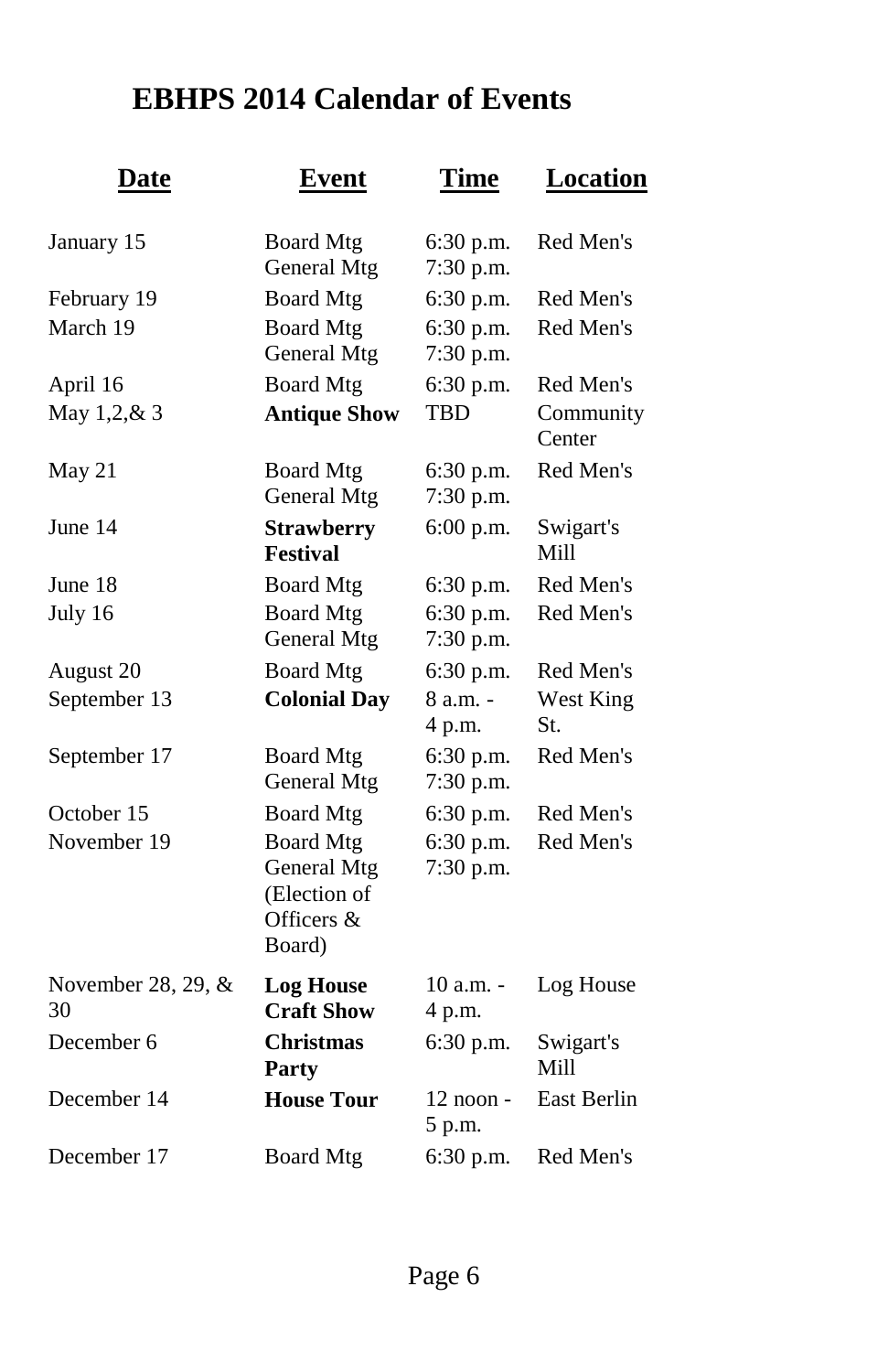# EBHPS 2014 Calendar of Events

| Date | Event | Time | Location |
|---|---|---|---|
| January 15 | Board Mtg<br>General Mtg | 6:30 p.m.<br>7:30 p.m. | Red Men's |
| February 19 | Board Mtg | 6:30 p.m. | Red Men's |
| March 19 | Board Mtg<br>General Mtg | 6:30 p.m.<br>7:30 p.m. | Red Men's |
| April 16 | Board Mtg | 6:30 p.m. | Red Men's |
| May 1,2,& 3 | **Antique Show** | TBD | Community Center |
| May 21 | Board Mtg<br>General Mtg | 6:30 p.m.<br>7:30 p.m. | Red Men's |
| June 14 | **Strawberry Festival** | 6:00 p.m. | Swigart's Mill |
| June 18 | Board Mtg | 6:30 p.m. | Red Men's |
| July 16 | Board Mtg<br>General Mtg | 6:30 p.m.<br>7:30 p.m. | Red Men's |
| August 20 | Board Mtg | 6:30 p.m. | Red Men's |
| September 13 | **Colonial Day** | 8 a.m. - 4 p.m. | West King St. |
| September 17 | Board Mtg<br>General Mtg | 6:30 p.m.<br>7:30 p.m. | Red Men's |
| October 15 | Board Mtg | 6:30 p.m. | Red Men's |
| November 19 | Board Mtg<br>General Mtg (Election of Officers & Board) | 6:30 p.m.<br>7:30 p.m. | Red Men's |
| November 28, 29, & 30 | **Log House Craft Show** | 10 a.m. - 4 p.m. | Log House |
| December 6 | **Christmas Party** | 6:30 p.m. | Swigart's Mill |
| December 14 | **House Tour** | 12 noon - 5 p.m. | East Berlin |
| December 17 | Board Mtg | 6:30 p.m. | Red Men's |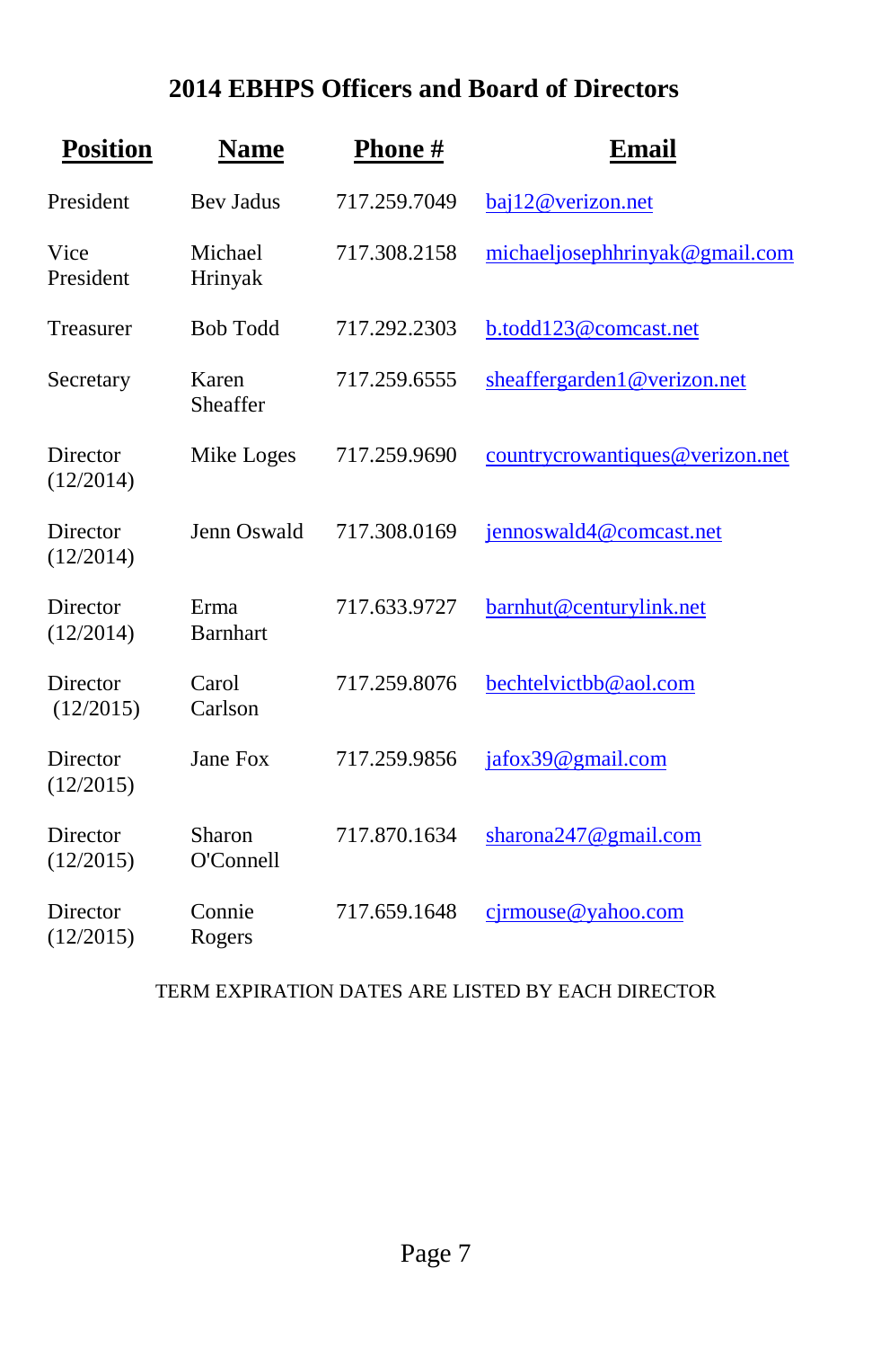## 2014 EBHPS Officers and Board of Directors

| Position | Name | Phone # | Email |
|---|---|---|---|
| President | Bev Jadus | 717.259.7049 | baj12@verizon.net |
| Vice President | Michael Hrinyak | 717.308.2158 | michaeljosephhrinyak@gmail.com |
| Treasurer | Bob Todd | 717.292.2303 | b.todd123@comcast.net |
| Secretary | Karen Sheaffer | 717.259.6555 | sheaffergarden1@verizon.net |
| Director (12/2014) | Mike Loges | 717.259.9690 | countrycrowantiques@verizon.net |
| Director (12/2014) | Jenn Oswald | 717.308.0169 | jennoswald4@comcast.net |
| Director (12/2014) | Erma Barnhart | 717.633.9727 | barnhut@centurylink.net |
| Director (12/2015) | Carol Carlson | 717.259.8076 | bechtelvictbb@aol.com |
| Director (12/2015) | Jane Fox | 717.259.9856 | jafox39@gmail.com |
| Director (12/2015) | Sharon O'Connell | 717.870.1634 | sharona247@gmail.com |
| Director (12/2015) | Connie Rogers | 717.659.1648 | cjrmouse@yahoo.com |

TERM EXPIRATION DATES ARE LISTED BY EACH DIRECTOR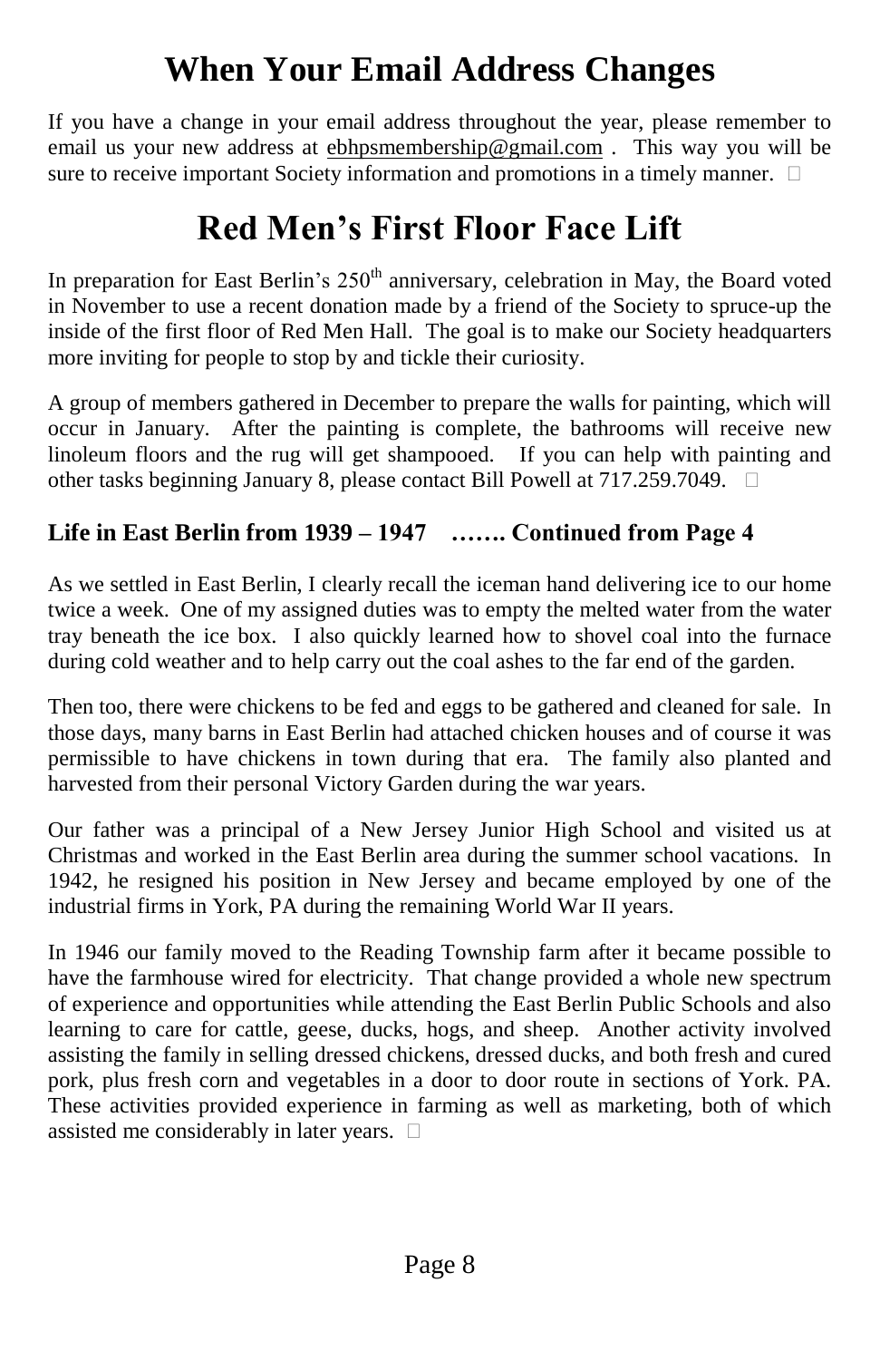# When Your Email Address Changes

If you have a change in your email address throughout the year, please remember to email us your new address at ebhpsmembership@gmail.com . This way you will be sure to receive important Society information and promotions in a timely manner. □

# Red Men's First Floor Face Lift

In preparation for East Berlin's 250th anniversary, celebration in May, the Board voted in November to use a recent donation made by a friend of the Society to spruce-up the inside of the first floor of Red Men Hall. The goal is to make our Society headquarters more inviting for people to stop by and tickle their curiosity.

A group of members gathered in December to prepare the walls for painting, which will occur in January. After the painting is complete, the bathrooms will receive new linoleum floors and the rug will get shampooed. If you can help with painting and other tasks beginning January 8, please contact Bill Powell at 717.259.7049. □

### Life in East Berlin from 1939 – 1947 ……. Continued from Page 4

As we settled in East Berlin, I clearly recall the iceman hand delivering ice to our home twice a week. One of my assigned duties was to empty the melted water from the water tray beneath the ice box. I also quickly learned how to shovel coal into the furnace during cold weather and to help carry out the coal ashes to the far end of the garden.

Then too, there were chickens to be fed and eggs to be gathered and cleaned for sale. In those days, many barns in East Berlin had attached chicken houses and of course it was permissible to have chickens in town during that era. The family also planted and harvested from their personal Victory Garden during the war years.

Our father was a principal of a New Jersey Junior High School and visited us at Christmas and worked in the East Berlin area during the summer school vacations. In 1942, he resigned his position in New Jersey and became employed by one of the industrial firms in York, PA during the remaining World War II years.

In 1946 our family moved to the Reading Township farm after it became possible to have the farmhouse wired for electricity. That change provided a whole new spectrum of experience and opportunities while attending the East Berlin Public Schools and also learning to care for cattle, geese, ducks, hogs, and sheep. Another activity involved assisting the family in selling dressed chickens, dressed ducks, and both fresh and cured pork, plus fresh corn and vegetables in a door to door route in sections of York. PA. These activities provided experience in farming as well as marketing, both of which assisted me considerably in later years. □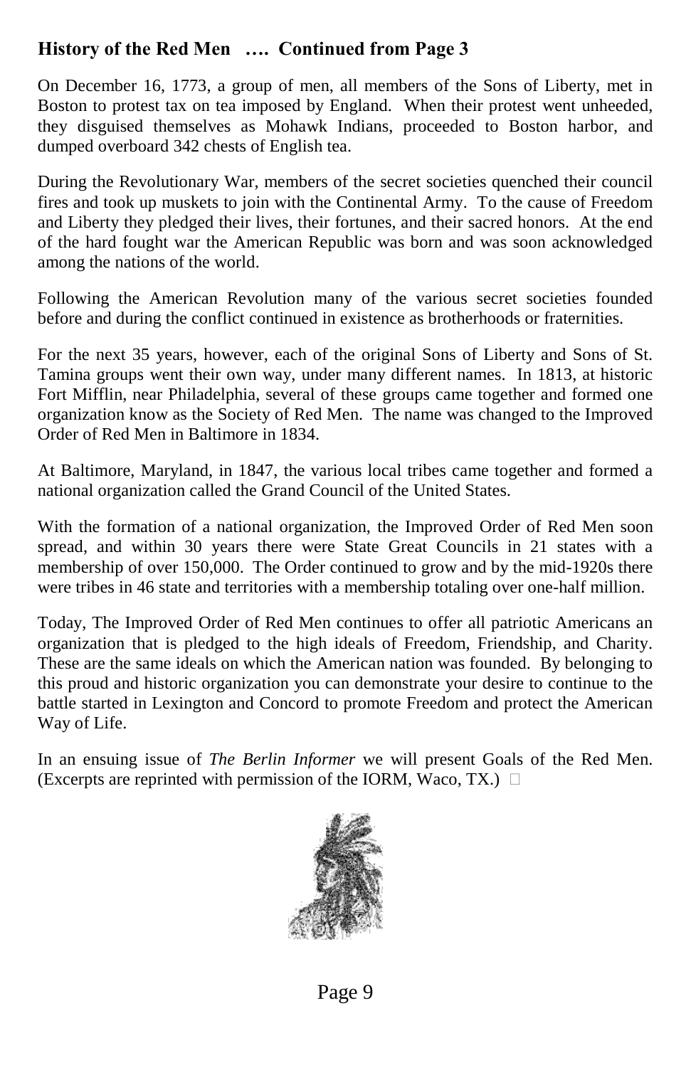## History of the Red Men …. Continued from Page 3

On December 16, 1773, a group of men, all members of the Sons of Liberty, met in Boston to protest tax on tea imposed by England. When their protest went unheeded, they disguised themselves as Mohawk Indians, proceeded to Boston harbor, and dumped overboard 342 chests of English tea.

During the Revolutionary War, members of the secret societies quenched their council fires and took up muskets to join with the Continental Army. To the cause of Freedom and Liberty they pledged their lives, their fortunes, and their sacred honors. At the end of the hard fought war the American Republic was born and was soon acknowledged among the nations of the world.

Following the American Revolution many of the various secret societies founded before and during the conflict continued in existence as brotherhoods or fraternities.

For the next 35 years, however, each of the original Sons of Liberty and Sons of St. Tamina groups went their own way, under many different names. In 1813, at historic Fort Mifflin, near Philadelphia, several of these groups came together and formed one organization know as the Society of Red Men. The name was changed to the Improved Order of Red Men in Baltimore in 1834.

At Baltimore, Maryland, in 1847, the various local tribes came together and formed a national organization called the Grand Council of the United States.

With the formation of a national organization, the Improved Order of Red Men soon spread, and within 30 years there were State Great Councils in 21 states with a membership of over 150,000. The Order continued to grow and by the mid-1920s there were tribes in 46 state and territories with a membership totaling over one-half million.

Today, The Improved Order of Red Men continues to offer all patriotic Americans an organization that is pledged to the high ideals of Freedom, Friendship, and Charity. These are the same ideals on which the American nation was founded. By belonging to this proud and historic organization you can demonstrate your desire to continue to the battle started in Lexington and Concord to promote Freedom and protect the American Way of Life.

In an ensuing issue of *The Berlin Informer* we will present Goals of the Red Men. (Excerpts are reprinted with permission of the IORM, Waco, TX.)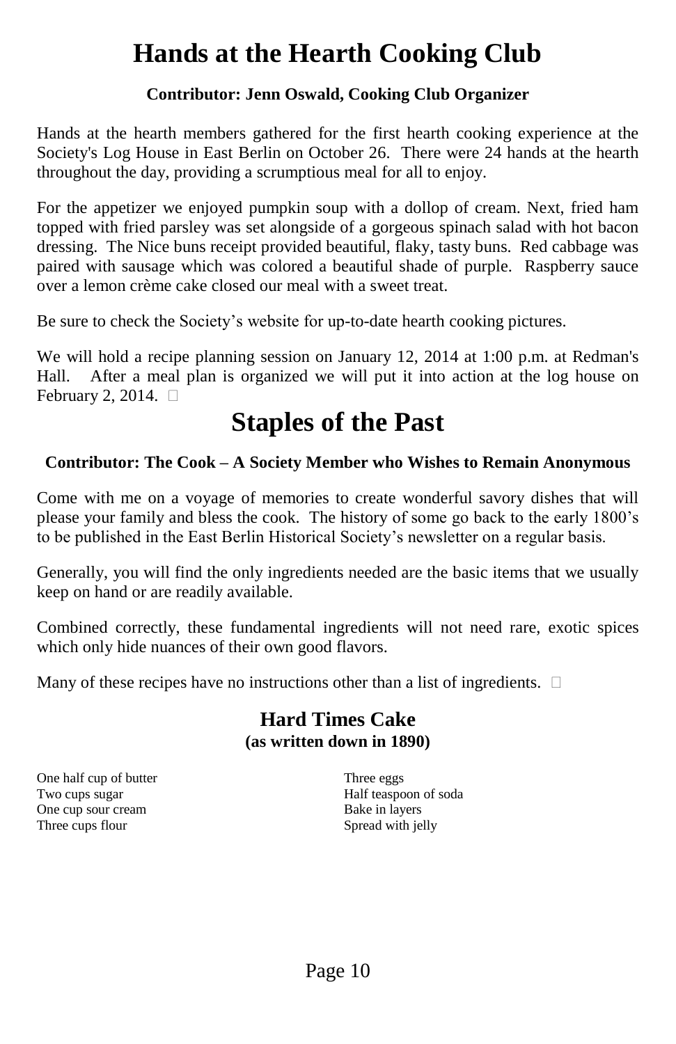# Hands at the Hearth Cooking Club

**Contributor: Jenn Oswald, Cooking Club Organizer**

Hands at the hearth members gathered for the first hearth cooking experience at the Society's Log House in East Berlin on October 26. There were 24 hands at the hearth throughout the day, providing a scrumptious meal for all to enjoy.

For the appetizer we enjoyed pumpkin soup with a dollop of cream. Next, fried ham topped with fried parsley was set alongside of a gorgeous spinach salad with hot bacon dressing. The Nice buns receipt provided beautiful, flaky, tasty buns. Red cabbage was paired with sausage which was colored a beautiful shade of purple. Raspberry sauce over a lemon crème cake closed our meal with a sweet treat.

Be sure to check the Society's website for up-to-date hearth cooking pictures.

We will hold a recipe planning session on January 12, 2014 at 1:00 p.m. at Redman's Hall. After a meal plan is organized we will put it into action at the log house on February 2, 2014. □

# Staples of the Past

**Contributor: The Cook – A Society Member who Wishes to Remain Anonymous**

Come with me on a voyage of memories to create wonderful savory dishes that will please your family and bless the cook. The history of some go back to the early 1800's to be published in the East Berlin Historical Society's newsletter on a regular basis.

Generally, you will find the only ingredients needed are the basic items that we usually keep on hand or are readily available.

Combined correctly, these fundamental ingredients will not need rare, exotic spices which only hide nuances of their own good flavors.

Many of these recipes have no instructions other than a list of ingredients. □

### Hard Times Cake
**(as written down in 1890)**

One half cup of butter
Two cups sugar
One cup sour cream
Three cups flour
Three eggs
Half teaspoon of soda
Bake in layers
Spread with jelly